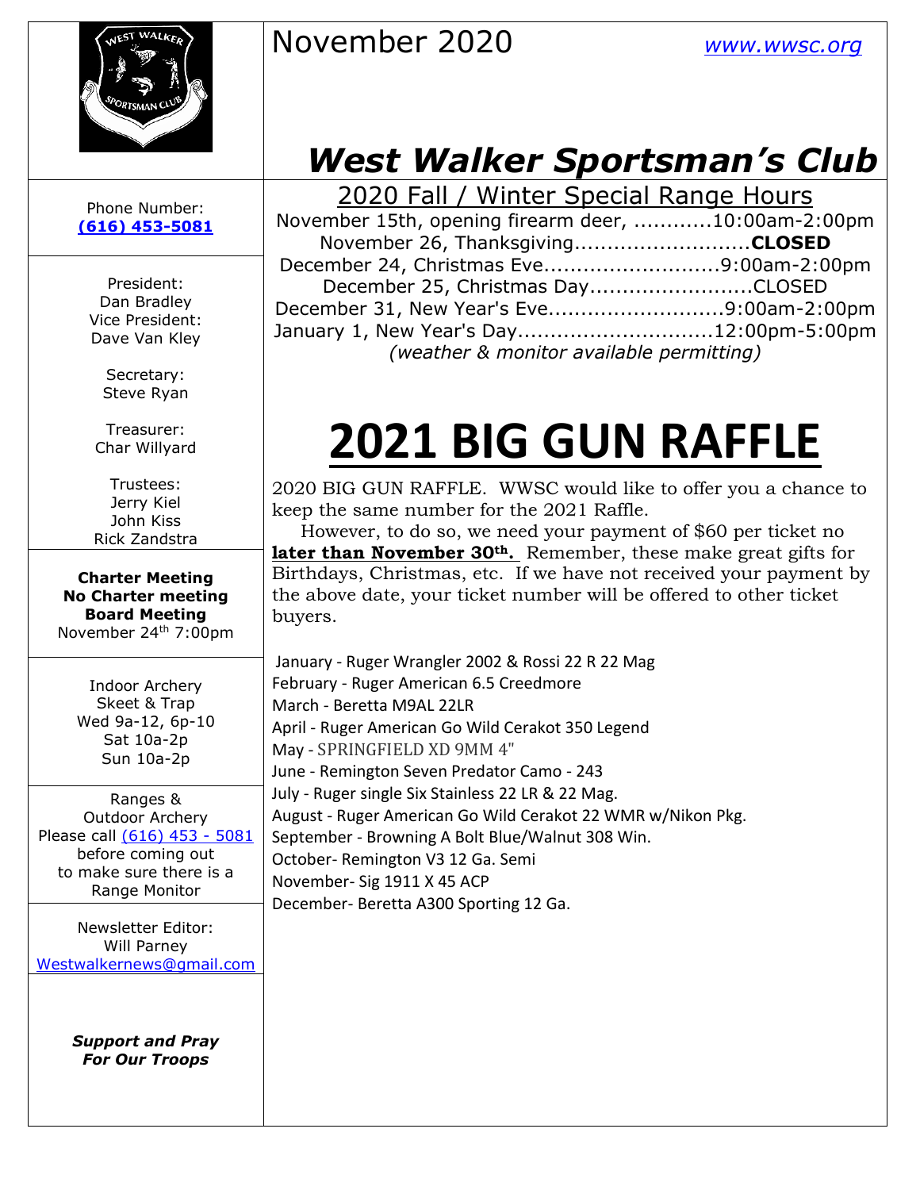November 2020 www.wwsc.org

# West Walker Sportsman's Club

Phone Number:
**(616) 453-5081**

President:
Dan Bradley
Vice President:
Dave Van Kley

Secretary:
Steve Ryan

Treasurer:
Char Willyard

Trustees:
Jerry Kiel
John Kiss
Rick Zandstra

**Charter Meeting**
**No Charter meeting**
**Board Meeting**
November 24th 7:00pm

Indoor Archery
Skeet & Trap
Wed 9a-12, 6p-10
Sat 10a-2p
Sun 10a-2p

Ranges &
Outdoor Archery
Please call (616) 453 - 5081
before coming out
to make sure there is a
Range Monitor

Newsletter Editor:
Will Parney
Westwalkernews@gmail.com

***Support and Pray***
***For Our Troops***

## 2020 Fall / Winter Special Range Hours

November 15th, opening firearm deer, ............10:00am-2:00pm
November 26, Thanksgiving..........................**CLOSED**
December 24, Christmas Eve..........................9:00am-2:00pm
December 25, Christmas Day.........................CLOSED
December 31, New Year's Eve..........................9:00am-2:00pm
January 1, New Year's Day.............................12:00pm-5:00pm
*(weather & monitor available permitting)*

# 2021 BIG GUN RAFFLE

2020 BIG GUN RAFFLE. WWSC would like to offer you a chance to keep the same number for the 2021 Raffle.

However, to do so, we need your payment of $60 per ticket no **later than November 30th.** Remember, these make great gifts for Birthdays, Christmas, etc. If we have not received your payment by the above date, your ticket number will be offered to other ticket buyers.

January - Ruger Wrangler 2002 & Rossi 22 R 22 Mag
February - Ruger American 6.5 Creedmore
March - Beretta M9AL 22LR
April - Ruger American Go Wild Cerakot 350 Legend
May - SPRINGFIELD XD 9MM 4"
June - Remington Seven Predator Camo - 243
July - Ruger single Six Stainless 22 LR & 22 Mag.
August - Ruger American Go Wild Cerakot 22 WMR w/Nikon Pkg.
September - Browning A Bolt Blue/Walnut 308 Win.
October- Remington V3 12 Ga. Semi
November- Sig 1911 X 45 ACP
December- Beretta A300 Sporting 12 Ga.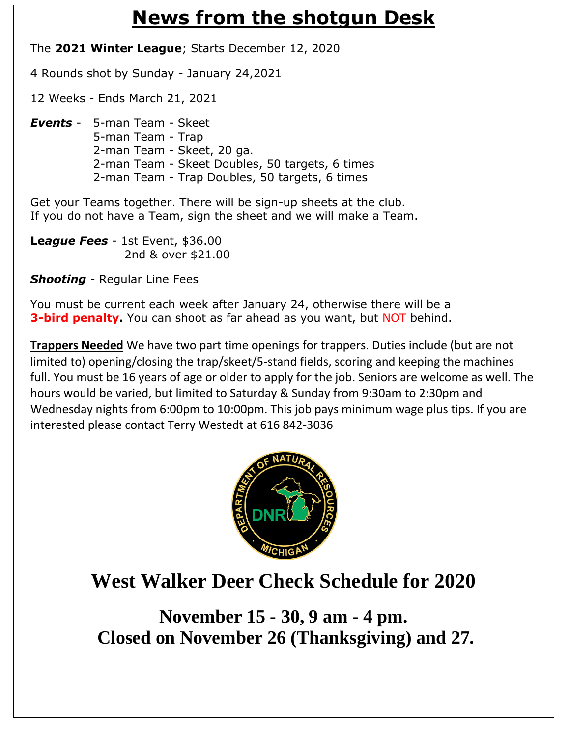# News from the shotgun Desk

The **2021 Winter League**; Starts December 12, 2020

4 Rounds shot by Sunday - January 24,2021

12 Weeks - Ends March 21, 2021

***Events*** - 5-man Team - Skeet
5-man Team - Trap
2-man Team - Skeet, 20 ga.
2-man Team - Skeet Doubles, 50 targets, 6 times
2-man Team - Trap Doubles, 50 targets, 6 times

Get your Teams together. There will be sign-up sheets at the club.
If you do not have a Team, sign the sheet and we will make a Team.

***League Fees*** - 1st Event, $36.00
2nd & over $21.00

***Shooting*** - Regular Line Fees

You must be current each week after January 24, otherwise there will be a **3-bird penalty.** You can shoot as far ahead as you want, but NOT behind.

**Trappers Needed** We have two part time openings for trappers. Duties include (but are not limited to) opening/closing the trap/skeet/5-stand fields, scoring and keeping the machines full. You must be 16 years of age or older to apply for the job. Seniors are welcome as well. The hours would be varied, but limited to Saturday & Sunday from 9:30am to 2:30pm and Wednesday nights from 6:00pm to 10:00pm. This job pays minimum wage plus tips. If you are interested please contact Terry Westedt at 616 842-3036

## West Walker Deer Check Schedule for 2020

**November 15 - 30, 9 am - 4 pm.**
**Closed on November 26 (Thanksgiving) and 27.**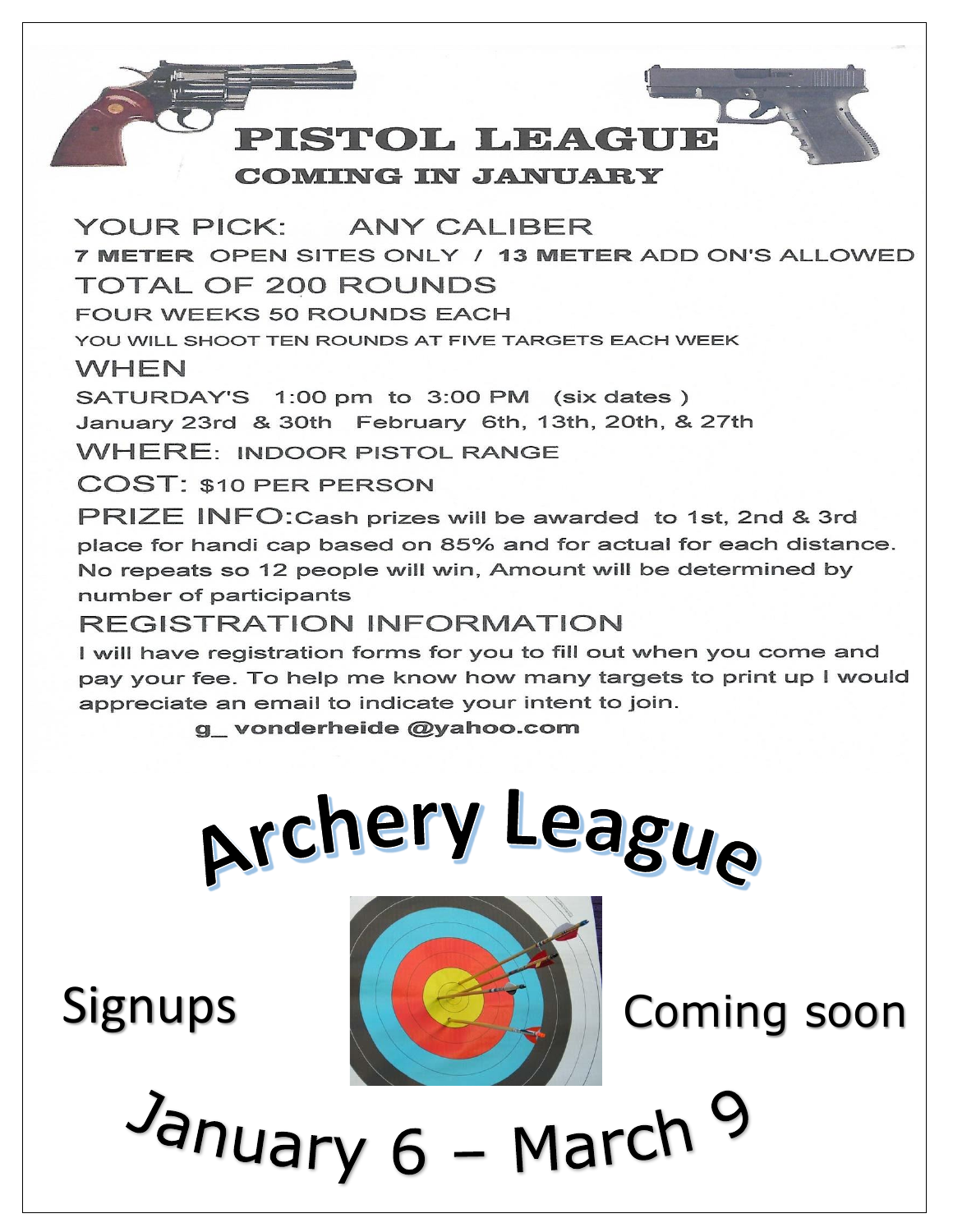# PISTOL LEAGUE

## COMING IN JANUARY

### YOUR PICK: ANY CALIBER

**7 METER** OPEN SITES ONLY / **13 METER** ADD ON'S ALLOWED

### TOTAL OF 200 ROUNDS

FOUR WEEKS 50 ROUNDS EACH

YOU WILL SHOOT TEN ROUNDS AT FIVE TARGETS EACH WEEK

### WHEN

SATURDAY'S 1:00 pm to 3:00 PM (six dates )

January 23rd & 30th February 6th, 13th, 20th, & 27th

### WHERE: INDOOR PISTOL RANGE

### COST: $10 PER PERSON

### PRIZE INFO:

Cash prizes will be awarded to 1st, 2nd & 3rd place for handi cap based on 85% and for actual for each distance. No repeats so 12 people will win, Amount will be determined by number of participants

### REGISTRATION INFORMATION

I will have registration forms for you to fill out when you come and pay your fee. To help me know how many targets to print up I would appreciate an email to indicate your intent to join.

**g_ vonderheide @yahoo.com**

# Archery League

Signups Coming soon

January 6 – March 9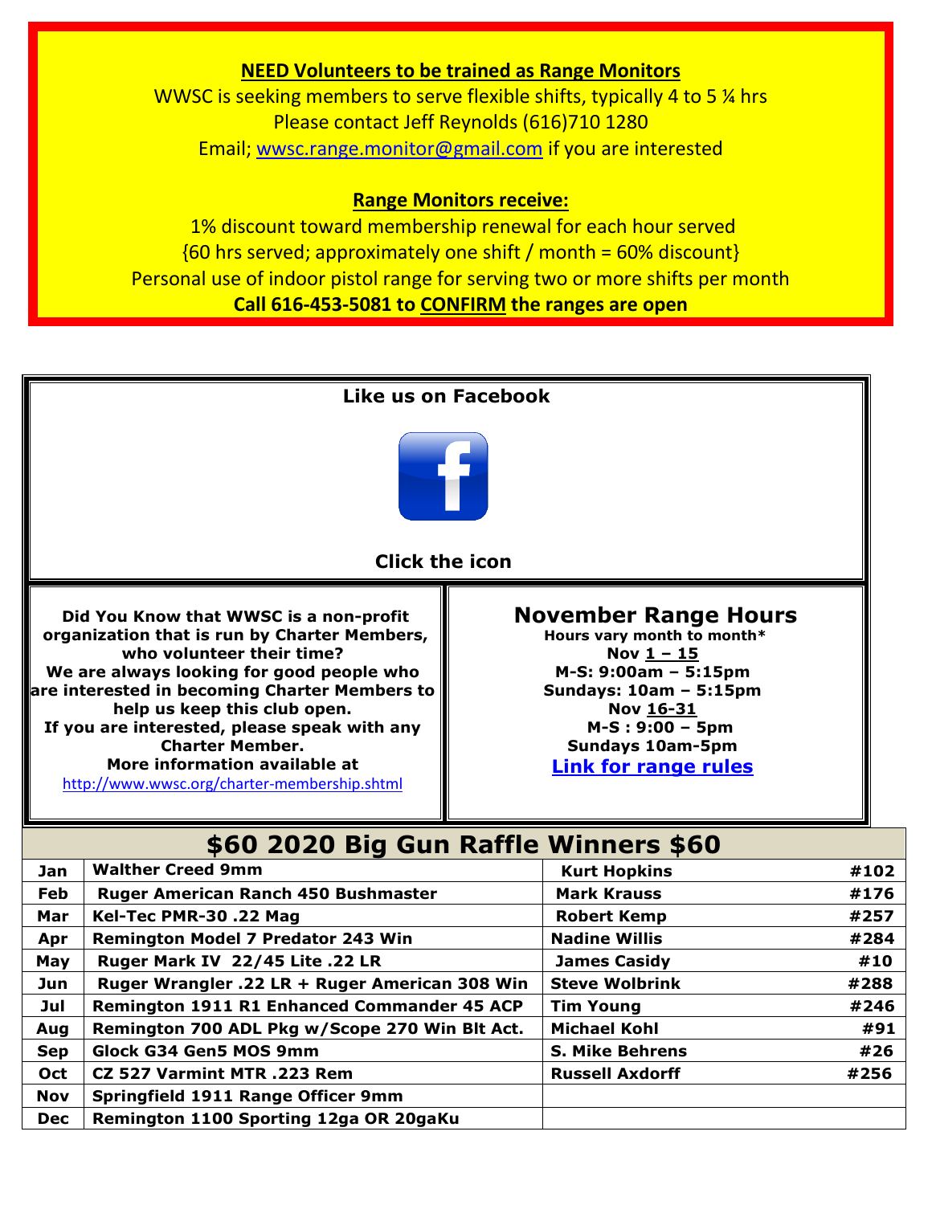**NEED Volunteers to be trained as Range Monitors**

WWSC is seeking members to serve flexible shifts, typically 4 to 5 ¼ hrs
Please contact Jeff Reynolds (616)710 1280
Email; wwsc.range.monitor@gmail.com if you are interested

**Range Monitors receive:**

1% discount toward membership renewal for each hour served
{60 hrs served; approximately one shift / month = 60% discount}
Personal use of indoor pistol range for serving two or more shifts per month
**Call 616-453-5081 to CONFIRM the ranges are open**

**Like us on Facebook**

**Click the icon**

**Did You Know that WWSC is a non-profit organization that is run by Charter Members, who volunteer their time?
We are always looking for good people who are interested in becoming Charter Members to help us keep this club open.
If you are interested, please speak with any Charter Member.
More information available at**
http://www.wwsc.org/charter-membership.shtml

## November Range Hours

**Hours vary month to month***
**Nov 1 – 15**
**M-S: 9:00am – 5:15pm**
**Sundays: 10am – 5:15pm**
**Nov 16-31**
**M-S : 9:00 – 5pm**
**Sundays 10am-5pm**
**Link for range rules**

## $60 2020 Big Gun Raffle Winners $60

| | | | |
|---|---|---|---|
| Jan | Walther Creed 9mm | Kurt Hopkins | #102 |
| Feb | Ruger American Ranch 450 Bushmaster | Mark Krauss | #176 |
| Mar | Kel-Tec PMR-30 .22 Mag | Robert Kemp | #257 |
| Apr | Remington Model 7 Predator 243 Win | Nadine Willis | #284 |
| May | Ruger Mark IV 22/45 Lite .22 LR | James Casidy | #10 |
| Jun | Ruger Wrangler .22 LR + Ruger American 308 Win | Steve Wolbrink | #288 |
| Jul | Remington 1911 R1 Enhanced Commander 45 ACP | Tim Young | #246 |
| Aug | Remington 700 ADL Pkg w/Scope 270 Win Blt Act. | Michael Kohl | #91 |
| Sep | Glock G34 Gen5 MOS 9mm | S. Mike Behrens | #26 |
| Oct | CZ 527 Varmint MTR .223 Rem | Russell Axdorff | #256 |
| Nov | Springfield 1911 Range Officer 9mm | | |
| Dec | Remington 1100 Sporting 12ga OR 20gaKu | | |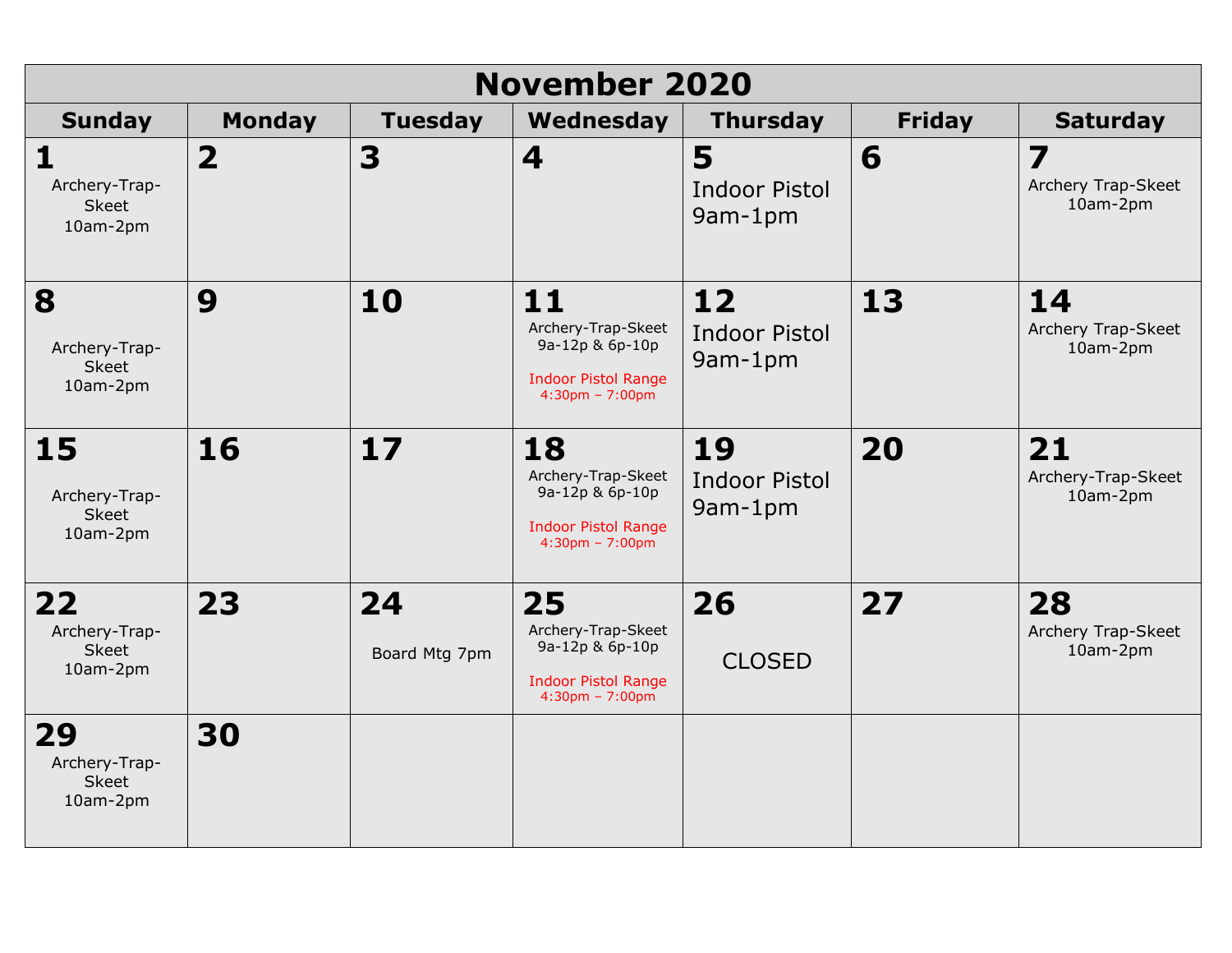# November 2020

| Sunday | Monday | Tuesday | Wednesday | Thursday | Friday | Saturday |
|---|---|---|---|---|---|---|
| **1** Archery-Trap-Skeet 10am-2pm | **2** | **3** | **4** | **5** Indoor Pistol 9am-1pm | **6** | **7** Archery Trap-Skeet 10am-2pm |
| **8** Archery-Trap-Skeet 10am-2pm | **9** | **10** | **11** Archery-Trap-Skeet 9a-12p & 6p-10p Indoor Pistol Range 4:30pm – 7:00pm | **12** Indoor Pistol 9am-1pm | **13** | **14** Archery Trap-Skeet 10am-2pm |
| **15** Archery-Trap-Skeet 10am-2pm | **16** | **17** | **18** Archery-Trap-Skeet 9a-12p & 6p-10p Indoor Pistol Range 4:30pm – 7:00pm | **19** Indoor Pistol 9am-1pm | **20** | **21** Archery-Trap-Skeet 10am-2pm |
| **22** Archery-Trap-Skeet 10am-2pm | **23** | **24** Board Mtg 7pm | **25** Archery-Trap-Skeet 9a-12p & 6p-10p Indoor Pistol Range 4:30pm – 7:00pm | **26** CLOSED | **27** | **28** Archery Trap-Skeet 10am-2pm |
| **29** Archery-Trap-Skeet 10am-2pm | **30** | | | | | |